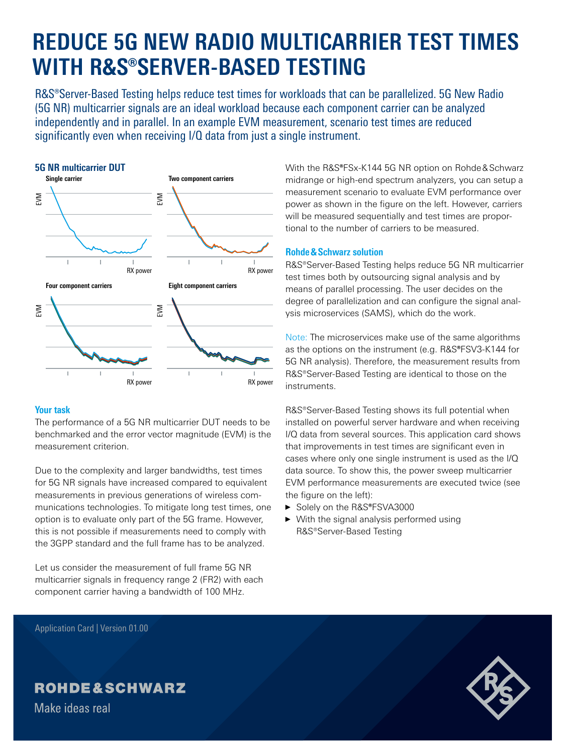# REDUCE 5G NEW RADIO MULTICARRIER TEST TIMES WITH R&S®SERVER-BASED TESTING

R&S®Server-Based Testing helps reduce test times for workloads that can be parallelized. 5G New Radio (5G NR) multicarrier signals are an ideal workload because each component carrier can be analyzed independently and in parallel. In an example EVM measurement, scenario test times are reduced significantly even when receiving I/Q data from just a single instrument.

**5G NR multicarrier DUT**

Single carrier | Two component carriers | Four component carriers | Eight component carriers

EVM vs. RX power

### Your task

The performance of a 5G NR multicarrier DUT needs to be benchmarked and the error vector magnitude (EVM) is the measurement criterion.

Due to the complexity and larger bandwidths, test times for 5G NR signals have increased compared to equivalent measurements in previous generations of wireless communications technologies. To mitigate long test times, one option is to evaluate only part of the 5G frame. However, this is not possible if measurements need to comply with the 3GPP standard and the full frame has to be analyzed.

Let us consider the measurement of full frame 5G NR multicarrier signals in frequency range 2 (FR2) with each component carrier having a bandwidth of 100 MHz.

With the R&S®FSx-K144 5G NR option on Rohde&Schwarz midrange or high-end spectrum analyzers, you can setup a measurement scenario to evaluate EVM performance over power as shown in the figure on the left. However, carriers will be measured sequentially and test times are proportional to the number of carriers to be measured.

### Rohde&Schwarz solution

R&S®Server-Based Testing helps reduce 5G NR multicarrier test times both by outsourcing signal analysis and by means of parallel processing. The user decides on the degree of parallelization and can configure the signal analysis microservices (SAMS), which do the work.

Note: The microservices make use of the same algorithms as the options on the instrument (e.g. R&S®FSV3-K144 for 5G NR analysis). Therefore, the measurement results from R&S®Server-Based Testing are identical to those on the instruments.

R&S®Server-Based Testing shows its full potential when installed on powerful server hardware and when receiving I/Q data from several sources. This application card shows that improvements in test times are significant even in cases where only one single instrument is used as the I/Q data source. To show this, the power sweep multicarrier EVM performance measurements are executed twice (see the figure on the left):

- Solely on the R&S®FSVA3000
- With the signal analysis performed using R&S®Server-Based Testing

Application Card | Version 01.00

ROHDE&SCHWARZ

Make ideas real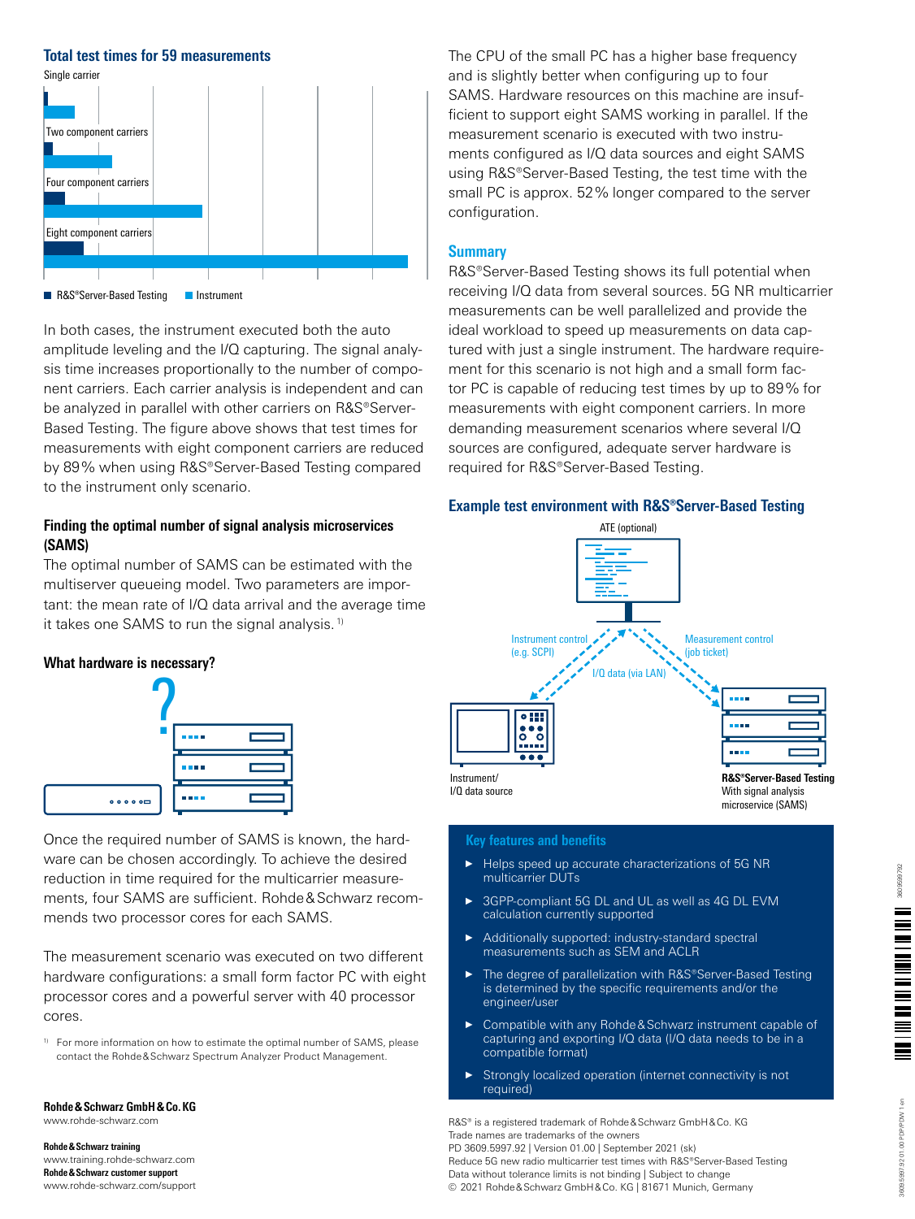### Total test times for 59 measurements

Single carrier

Two component carriers

Four component carriers

Eight component carriers

R&S®Server-Based Testing   Instrument

In both cases, the instrument executed both the auto amplitude leveling and the I/Q capturing. The signal analysis time increases proportionally to the number of component carriers. Each carrier analysis is independent and can be analyzed in parallel with other carriers on R&S®Server-Based Testing. The figure above shows that test times for measurements with eight component carriers are reduced by 89% when using R&S®Server-Based Testing compared to the instrument only scenario.

### Finding the optimal number of signal analysis microservices (SAMS)

The optimal number of SAMS can be estimated with the multiserver queueing model. Two parameters are important: the mean rate of I/Q data arrival and the average time it takes one SAMS to run the signal analysis. [1)]

### What hardware is necessary?

Once the required number of SAMS is known, the hardware can be chosen accordingly. To achieve the desired reduction in time required for the multicarrier measurements, four SAMS are sufficient. Rohde&Schwarz recommends two processor cores for each SAMS.

The measurement scenario was executed on two different hardware configurations: a small form factor PC with eight processor cores and a powerful server with 40 processor cores.

[1)] For more information on how to estimate the optimal number of SAMS, please contact the Rohde&Schwarz Spectrum Analyzer Product Management.

The CPU of the small PC has a higher base frequency and is slightly better when configuring up to four SAMS. Hardware resources on this machine are insufficient to support eight SAMS working in parallel. If the measurement scenario is executed with two instruments configured as I/Q data sources and eight SAMS using R&S®Server-Based Testing, the test time with the small PC is approx. 52% longer compared to the server configuration.

### Summary

R&S®Server-Based Testing shows its full potential when receiving I/Q data from several sources. 5G NR multicarrier measurements can be well parallelized and provide the ideal workload to speed up measurements on data captured with just a single instrument. The hardware requirement for this scenario is not high and a small form factor PC is capable of reducing test times by up to 89% for measurements with eight component carriers. In more demanding measurement scenarios where several I/Q sources are configured, adequate server hardware is required for R&S®Server-Based Testing.

### Example test environment with R&S®Server-Based Testing

ATE (optional)

Instrument control (e.g. SCPI)

Measurement control (job ticket)

I/Q data (via LAN)

Instrument/ I/Q data source

**R&S®Server-Based Testing** With signal analysis microservice (SAMS)

### Key features and benefits

- Helps speed up accurate characterizations of 5G NR multicarrier DUTs
- 3GPP-compliant 5G DL and UL as well as 4G DL EVM calculation currently supported
- Additionally supported: industry-standard spectral measurements such as SEM and ACLR
- The degree of parallelization with R&S®Server-Based Testing is determined by the specific requirements and/or the engineer/user
- Compatible with any Rohde&Schwarz instrument capable of capturing and exporting I/Q data (I/Q data needs to be in a compatible format)
- Strongly localized operation (internet connectivity is not required)

**Rohde&Schwarz GmbH&Co. KG**
www.rohde-schwarz.com

**Rohde&Schwarz training**
www.training.rohde-schwarz.com
**Rohde&Schwarz customer support**
www.rohde-schwarz.com/support

R&S® is a registered trademark of Rohde&Schwarz GmbH&Co. KG
Trade names are trademarks of the owners
PD 3609.5997.92 | Version 01.00 | September 2021 (sk)
Reduce 5G new radio multicarrier test times with R&S®Server-Based Testing
Data without tolerance limits is not binding | Subject to change
© 2021 Rohde&Schwarz GmbH&Co. KG | 81671 Munich, Germany

3609599792

3609.5997.92 01.00 PDP/PDW 1 en